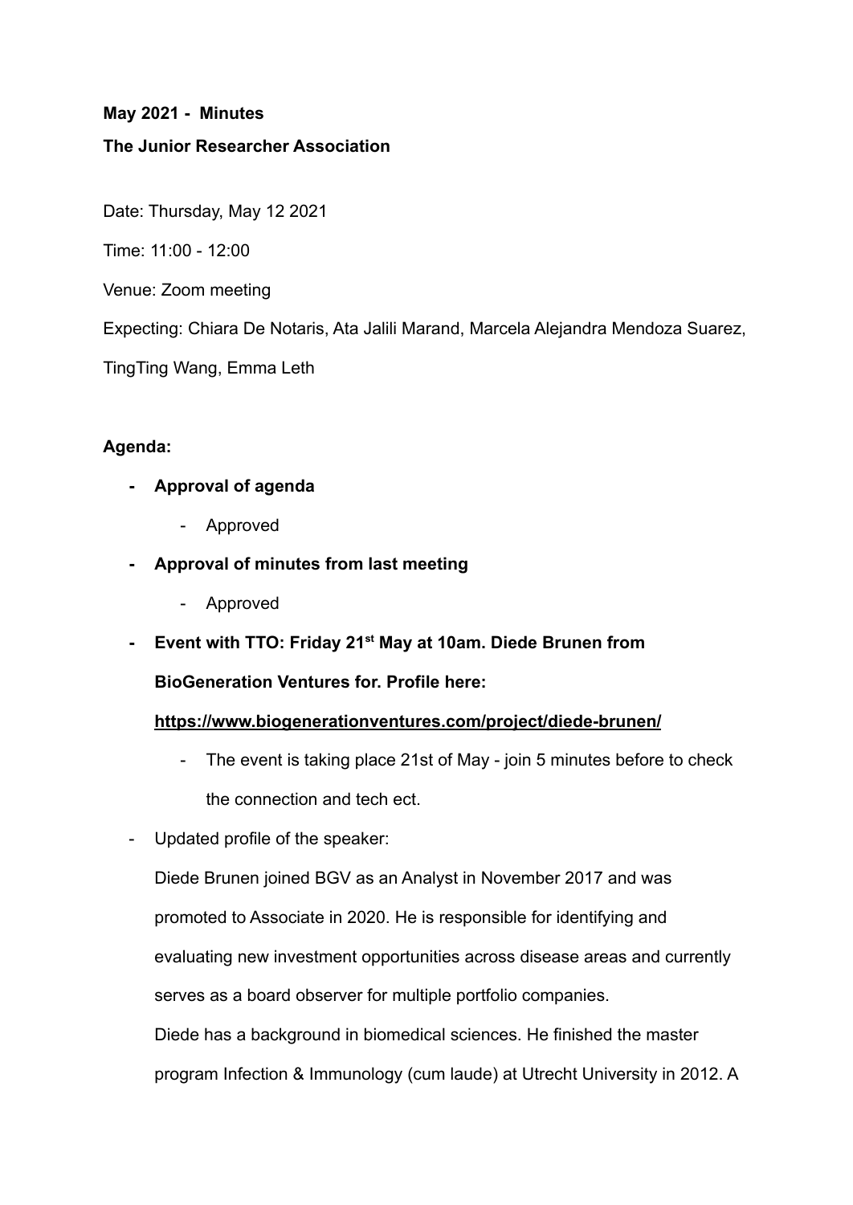**May 2021 - Minutes**

**The Junior Researcher Association**

Date: Thursday, May 12 2021

Time: 11:00 - 12:00

Venue: Zoom meeting

Expecting: Chiara De Notaris, Ata Jalili Marand, Marcela Alejandra Mendoza Suarez, TingTing Wang, Emma Leth

**Agenda:**

- **Approval of agenda**
    - Approved
- **Approval of minutes from last meeting**
    - Approved
- **Event with TTO: Friday 21st May at 10am. Diede Brunen from BioGeneration Ventures for. Profile here: https://www.biogenerationventures.com/project/diede-brunen/**
    - The event is taking place 21st of May - join 5 minutes before to check the connection and tech ect.
- Updated profile of the speaker:

  Diede Brunen joined BGV as an Analyst in November 2017 and was promoted to Associate in 2020. He is responsible for identifying and evaluating new investment opportunities across disease areas and currently serves as a board observer for multiple portfolio companies.

  Diede has a background in biomedical sciences. He finished the master program Infection & Immunology (cum laude) at Utrecht University in 2012. A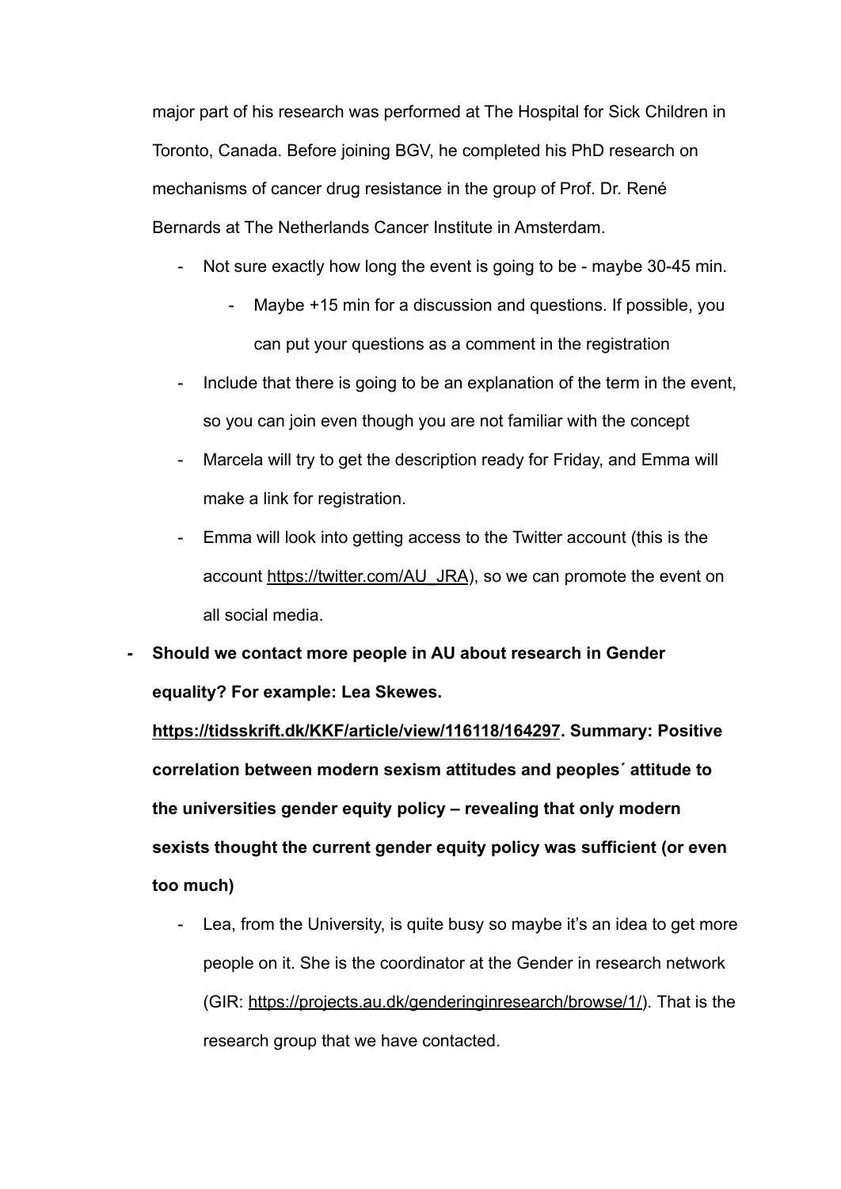major part of his research was performed at The Hospital for Sick Children in Toronto, Canada. Before joining BGV, he completed his PhD research on mechanisms of cancer drug resistance in the group of Prof. Dr. René Bernards at The Netherlands Cancer Institute in Amsterdam.

- Not sure exactly how long the event is going to be - maybe 30-45 min.
  - Maybe +15 min for a discussion and questions. If possible, you can put your questions as a comment in the registration
- Include that there is going to be an explanation of the term in the event, so you can join even though you are not familiar with the concept
- Marcela will try to get the description ready for Friday, and Emma will make a link for registration.
- Emma will look into getting access to the Twitter account (this is the account https://twitter.com/AU_JRA), so we can promote the event on all social media.

- **Should we contact more people in AU about research in Gender equality? For example: Lea Skewes. https://tidsskrift.dk/KKF/article/view/116118/164297. Summary: Positive correlation between modern sexism attitudes and peoples´ attitude to the universities gender equity policy – revealing that only modern sexists thought the current gender equity policy was sufficient (or even too much)**
  - Lea, from the University, is quite busy so maybe it's an idea to get more people on it. She is the coordinator at the Gender in research network (GIR: https://projects.au.dk/genderinginresearch/browse/1/). That is the research group that we have contacted.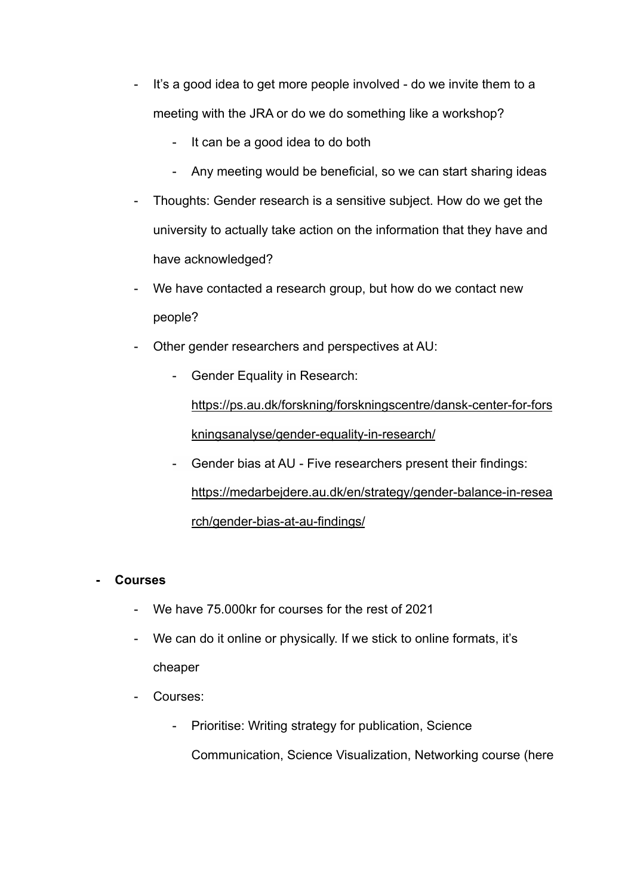- It's a good idea to get more people involved - do we invite them to a meeting with the JRA or do we do something like a workshop?
    - It can be a good idea to do both
    - Any meeting would be beneficial, so we can start sharing ideas
- Thoughts: Gender research is a sensitive subject. How do we get the university to actually take action on the information that they have and have acknowledged?
- We have contacted a research group, but how do we contact new people?
- Other gender researchers and perspectives at AU:
    - Gender Equality in Research: https://ps.au.dk/forskning/forskningscentre/dansk-center-for-forskningsanalyse/gender-equality-in-research/
    - Gender bias at AU - Five researchers present their findings: https://medarbejdere.au.dk/en/strategy/gender-balance-in-research/gender-bias-at-au-findings/

- **Courses**
    - We have 75.000kr for courses for the rest of 2021
    - We can do it online or physically. If we stick to online formats, it's cheaper
    - Courses:
        - Prioritise: Writing strategy for publication, Science Communication, Science Visualization, Networking course (here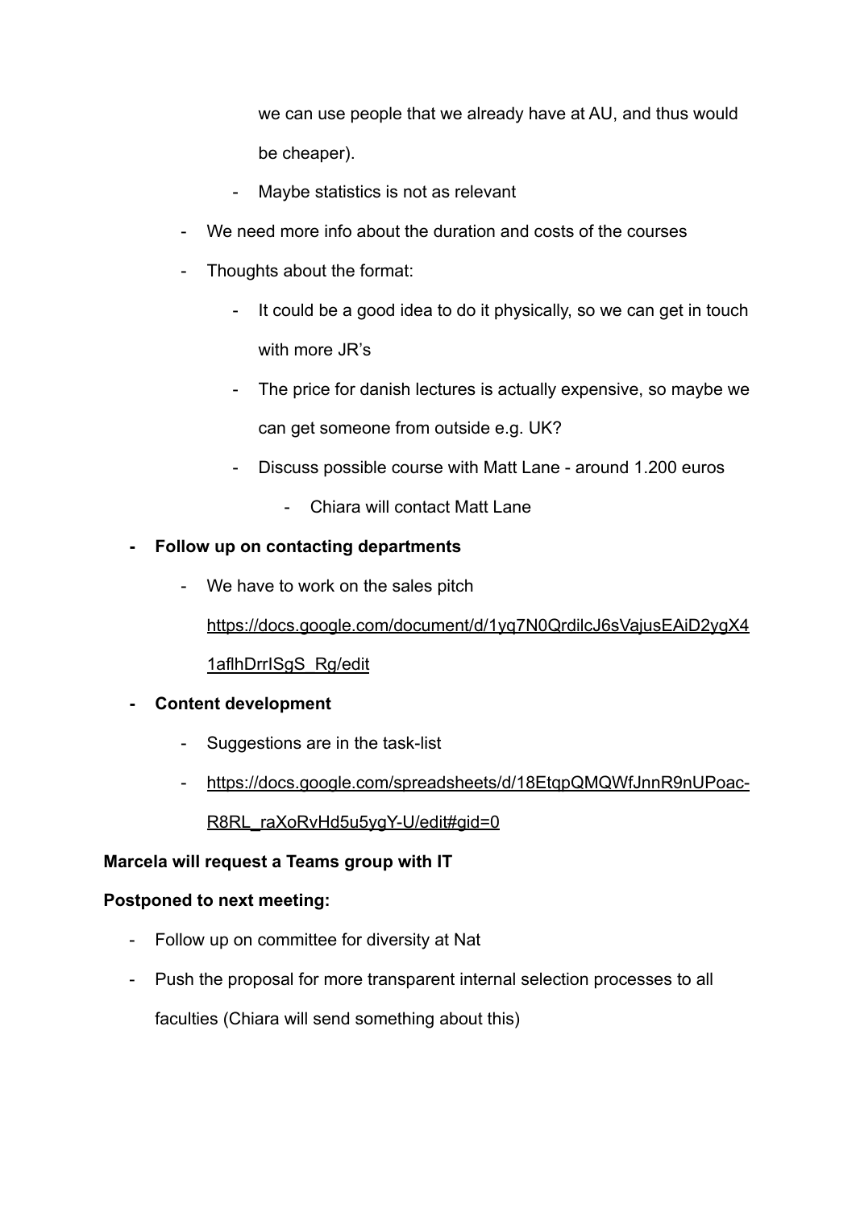we can use people that we already have at AU, and thus would be cheaper).

        - Maybe statistics is not as relevant
    - We need more info about the duration and costs of the courses
    - Thoughts about the format:
        - It could be a good idea to do it physically, so we can get in touch with more JR's
        - The price for danish lectures is actually expensive, so maybe we can get someone from outside e.g. UK?
        - Discuss possible course with Matt Lane - around 1.200 euros
            - Chiara will contact Matt Lane
- **Follow up on contacting departments**
    - We have to work on the sales pitch https://docs.google.com/document/d/1yq7N0QrdilcJ6sVajusEAiD2ygX41aflhDrrISgS_Rg/edit
- **Content development**
    - Suggestions are in the task-list
    - https://docs.google.com/spreadsheets/d/18EtqpQMQWfJnnR9nUPoac-R8RL_raXoRvHd5u5ygY-U/edit#gid=0

**Marcela will request a Teams group with IT**

**Postponed to next meeting:**

- Follow up on committee for diversity at Nat
- Push the proposal for more transparent internal selection processes to all faculties (Chiara will send something about this)